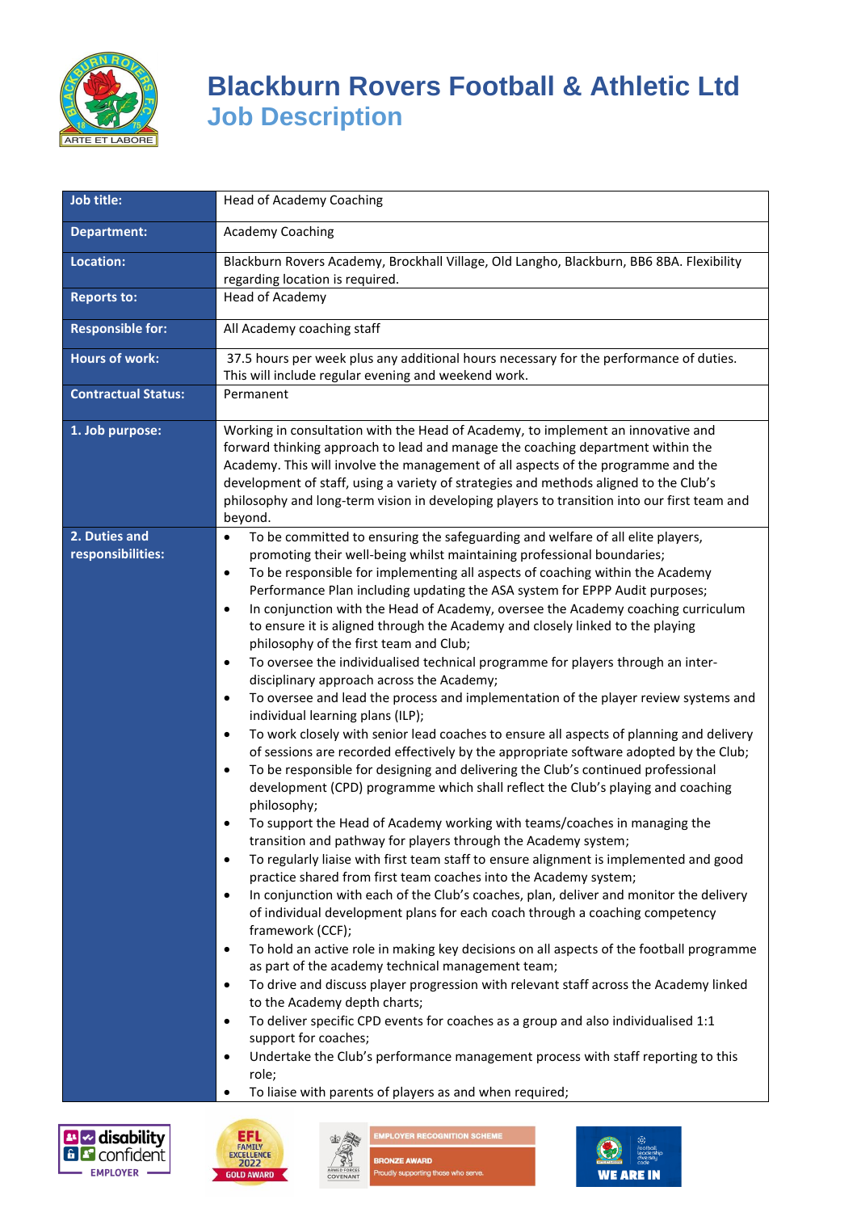# Blackburn Rovers Football & Athletic Ltd
## Job Description

| | |
|---|---|
| **Job title:** | Head of Academy Coaching |
| **Department:** | Academy Coaching |
| **Location:** | Blackburn Rovers Academy, Brockhall Village, Old Langho, Blackburn, BB6 8BA. Flexibility regarding location is required. |
| **Reports to:** | Head of Academy |
| **Responsible for:** | All Academy coaching staff |
| **Hours of work:** | 37.5 hours per week plus any additional hours necessary for the performance of duties. This will include regular evening and weekend work. |
| **Contractual Status:** | Permanent |
| **1. Job purpose:** | Working in consultation with the Head of Academy, to implement an innovative and forward thinking approach to lead and manage the coaching department within the Academy. This will involve the management of all aspects of the programme and the development of staff, using a variety of strategies and methods aligned to the Club's philosophy and long-term vision in developing players to transition into our first team and beyond. |
| **2. Duties and responsibilities:** | • To be committed to ensuring the safeguarding and welfare of all elite players, promoting their well-being whilst maintaining professional boundaries;<br>• To be responsible for implementing all aspects of coaching within the Academy Performance Plan including updating the ASA system for EPPP Audit purposes;<br>• In conjunction with the Head of Academy, oversee the Academy coaching curriculum to ensure it is aligned through the Academy and closely linked to the playing philosophy of the first team and Club;<br>• To oversee the individualised technical programme for players through an inter-disciplinary approach across the Academy;<br>• To oversee and lead the process and implementation of the player review systems and individual learning plans (ILP);<br>• To work closely with senior lead coaches to ensure all aspects of planning and delivery of sessions are recorded effectively by the appropriate software adopted by the Club;<br>• To be responsible for designing and delivering the Club's continued professional development (CPD) programme which shall reflect the Club's playing and coaching philosophy;<br>• To support the Head of Academy working with teams/coaches in managing the transition and pathway for players through the Academy system;<br>• To regularly liaise with first team staff to ensure alignment is implemented and good practice shared from first team coaches into the Academy system;<br>• In conjunction with each of the Club's coaches, plan, deliver and monitor the delivery of individual development plans for each coach through a coaching competency framework (CCF);<br>• To hold an active role in making key decisions on all aspects of the football programme as part of the academy technical management team;<br>• To drive and discuss player progression with relevant staff across the Academy linked to the Academy depth charts;<br>• To deliver specific CPD events for coaches as a group and also individualised 1:1 support for coaches;<br>• Undertake the Club's performance management process with staff reporting to this role;<br>• To liaise with parents of players as and when required; |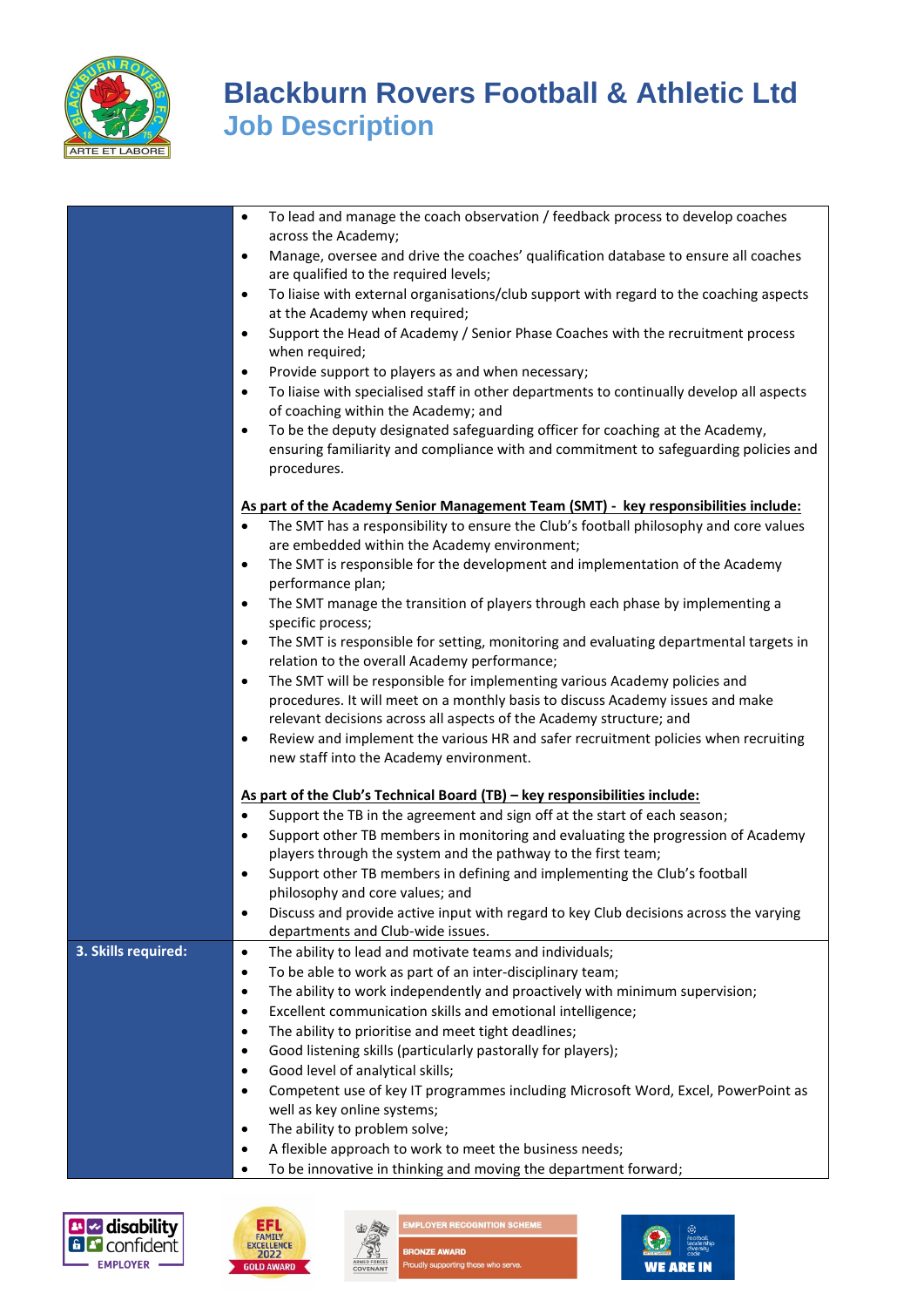# Blackburn Rovers Football & Athletic Ltd
## Job Description

| | |
|---|---|
| | • To lead and manage the coach observation / feedback process to develop coaches across the Academy;<br>• Manage, oversee and drive the coaches' qualification database to ensure all coaches are qualified to the required levels;<br>• To liaise with external organisations/club support with regard to the coaching aspects at the Academy when required;<br>• Support the Head of Academy / Senior Phase Coaches with the recruitment process when required;<br>• Provide support to players as and when necessary;<br>• To liaise with specialised staff in other departments to continually develop all aspects of coaching within the Academy; and<br>• To be the deputy designated safeguarding officer for coaching at the Academy, ensuring familiarity and compliance with and commitment to safeguarding policies and procedures.<br><br>**As part of the Academy Senior Management Team (SMT) - key responsibilities include:**<br>• The SMT has a responsibility to ensure the Club's football philosophy and core values are embedded within the Academy environment;<br>• The SMT is responsible for the development and implementation of the Academy performance plan;<br>• The SMT manage the transition of players through each phase by implementing a specific process;<br>• The SMT is responsible for setting, monitoring and evaluating departmental targets in relation to the overall Academy performance;<br>• The SMT will be responsible for implementing various Academy policies and procedures. It will meet on a monthly basis to discuss Academy issues and make relevant decisions across all aspects of the Academy structure; and<br>• Review and implement the various HR and safer recruitment policies when recruiting new staff into the Academy environment.<br><br>**As part of the Club's Technical Board (TB) – key responsibilities include:**<br>• Support the TB in the agreement and sign off at the start of each season;<br>• Support other TB members in monitoring and evaluating the progression of Academy players through the system and the pathway to the first team;<br>• Support other TB members in defining and implementing the Club's football philosophy and core values; and<br>• Discuss and provide active input with regard to key Club decisions across the varying departments and Club-wide issues. |
| **3. Skills required:** | • The ability to lead and motivate teams and individuals;<br>• To be able to work as part of an inter-disciplinary team;<br>• The ability to work independently and proactively with minimum supervision;<br>• Excellent communication skills and emotional intelligence;<br>• The ability to prioritise and meet tight deadlines;<br>• Good listening skills (particularly pastorally for players);<br>• Good level of analytical skills;<br>• Competent use of key IT programmes including Microsoft Word, Excel, PowerPoint as well as key online systems;<br>• The ability to problem solve;<br>• A flexible approach to work to meet the business needs;<br>• To be innovative in thinking and moving the department forward; |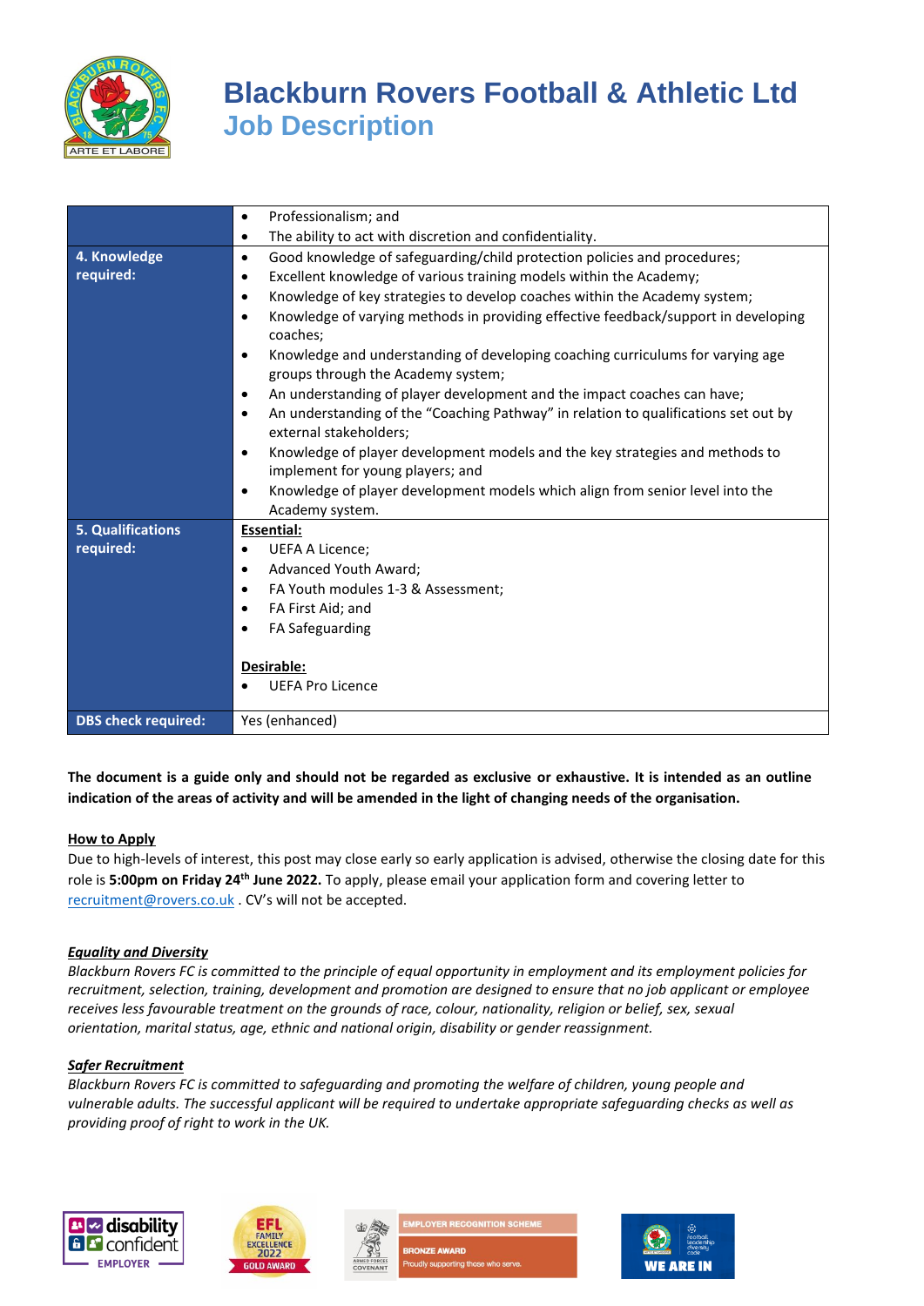| | |
|---|---|
| | • Professionalism; and<br>• The ability to act with discretion and confidentiality. |
| **4. Knowledge required:** | • Good knowledge of safeguarding/child protection policies and procedures;<br>• Excellent knowledge of various training models within the Academy;<br>• Knowledge of key strategies to develop coaches within the Academy system;<br>• Knowledge of varying methods in providing effective feedback/support in developing coaches;<br>• Knowledge and understanding of developing coaching curriculums for varying age groups through the Academy system;<br>• An understanding of player development and the impact coaches can have;<br>• An understanding of the "Coaching Pathway" in relation to qualifications set out by external stakeholders;<br>• Knowledge of player development models and the key strategies and methods to implement for young players; and<br>• Knowledge of player development models which align from senior level into the Academy system. |
| **5. Qualifications required:** | **Essential:**<br>• UEFA A Licence;<br>• Advanced Youth Award;<br>• FA Youth modules 1-3 & Assessment;<br>• FA First Aid; and<br>• FA Safeguarding<br><br>**Desirable:**<br>• UEFA Pro Licence |
| **DBS check required:** | Yes (enhanced) |

**The document is a guide only and should not be regarded as exclusive or exhaustive. It is intended as an outline indication of the areas of activity and will be amended in the light of changing needs of the organisation.**

**How to Apply**

Due to high-levels of interest, this post may close early so early application is advised, otherwise the closing date for this role is **5:00pm on Friday 24th June 2022.** To apply, please email your application form and covering letter to recruitment@rovers.co.uk . CV's will not be accepted.

***Equality and Diversity***

*Blackburn Rovers FC is committed to the principle of equal opportunity in employment and its employment policies for recruitment, selection, training, development and promotion are designed to ensure that no job applicant or employee receives less favourable treatment on the grounds of race, colour, nationality, religion or belief, sex, sexual orientation, marital status, age, ethnic and national origin, disability or gender reassignment.*

***Safer Recruitment***

*Blackburn Rovers FC is committed to safeguarding and promoting the welfare of children, young people and vulnerable adults. The successful applicant will be required to undertake appropriate safeguarding checks as well as providing proof of right to work in the UK.*